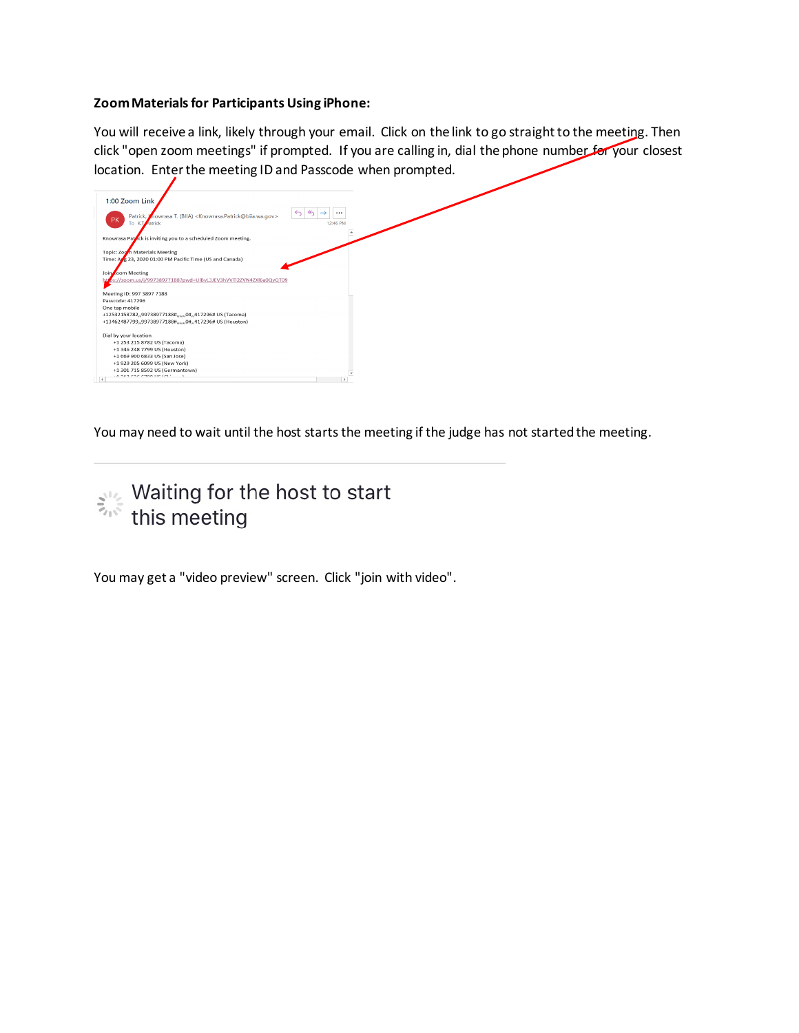**Zoom Materials for Participants Using iPhone:**

You will receive a link, likely through your email. Click on the link to go straight to the meeting. Then click "open zoom meetings" if prompted. If you are calling in, dial the phone number for your closest location. Enter the meeting ID and Passcode when prompted.

1:00 Zoom Link

Patrick, Knowrasa T. (BIIA) <Knowrasa.Patrick@biia.wa.gov>
To: K.T. Patrick
12:46 PM

Knowrasa Patrick is inviting you to a scheduled Zoom meeting.

Topic: Zoom Materials Meeting
Time: Aug 23, 2020 01:00 PM Pacific Time (US and Canada)

Join Zoom Meeting
https://zoom.us/j/99738977188?pwd=UlBvL3JEV3hVVTI2ZVN4ZXl6a0QyQT09

Meeting ID: 997 3897 7188
Passcode: 417296
One tap mobile
+12532158782,,99738977188#,,,,,,0#,,417296# US (Tacoma)
+13462487799,,99738977188#,,,,,,0#,,417296# US (Houston)

Dial by your location
+1 253 215 8782 US (Tacoma)
+1 346 248 7799 US (Houston)
+1 669 900 6833 US (San Jose)
+1 929 205 6099 US (New York)
+1 301 715 8592 US (Germantown)

You may need to wait until the host starts the meeting if the judge has not started the meeting.

Waiting for the host to start this meeting

You may get a "video preview" screen. Click "join with video".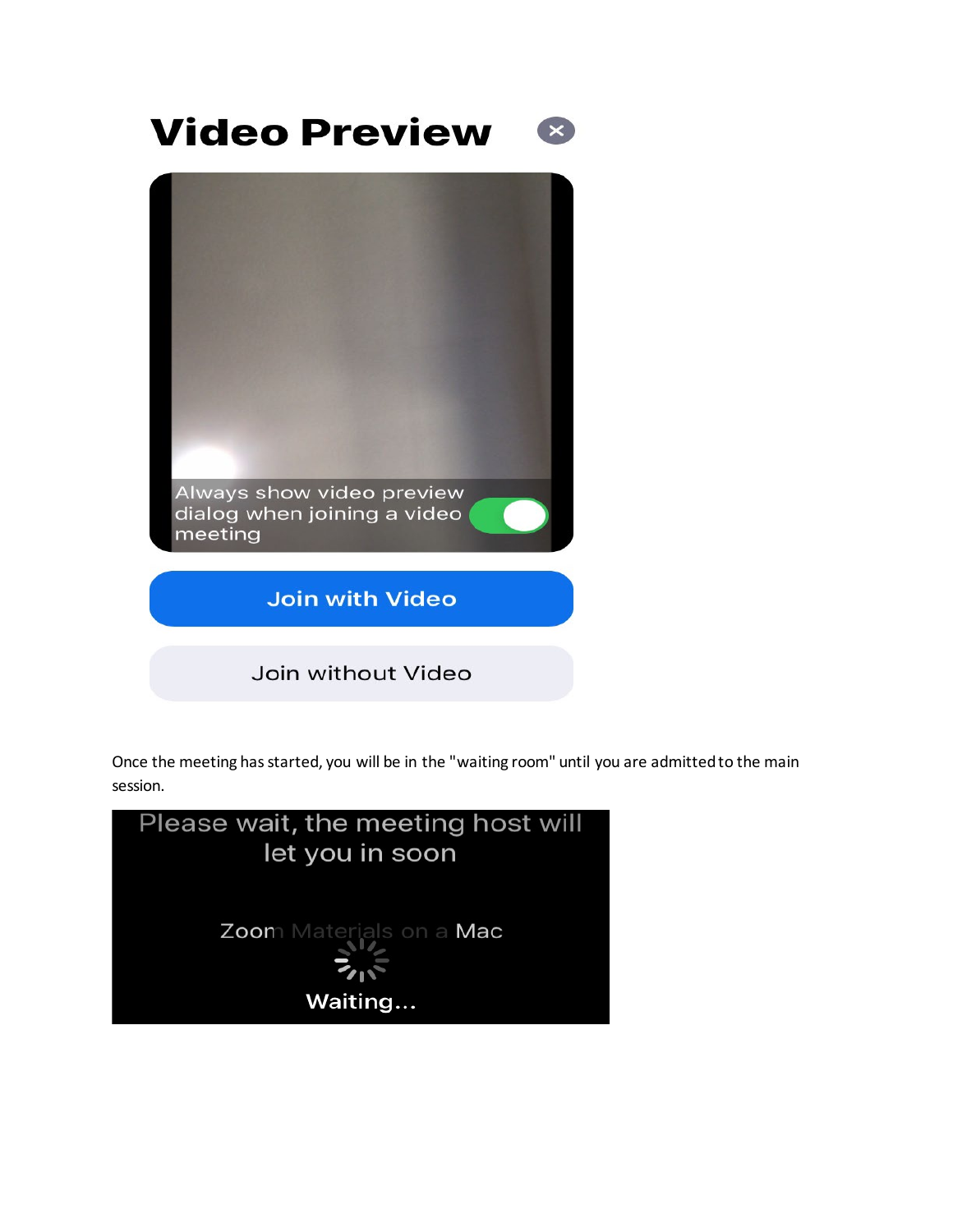# Video Preview

Always show video preview dialog when joining a video meeting

Join with Video

Join without Video

Once the meeting has started, you will be in the "waiting room" until you are admitted to the main session.

Please wait, the meeting host will let you in soon

Zoom Materials on a Mac

Waiting...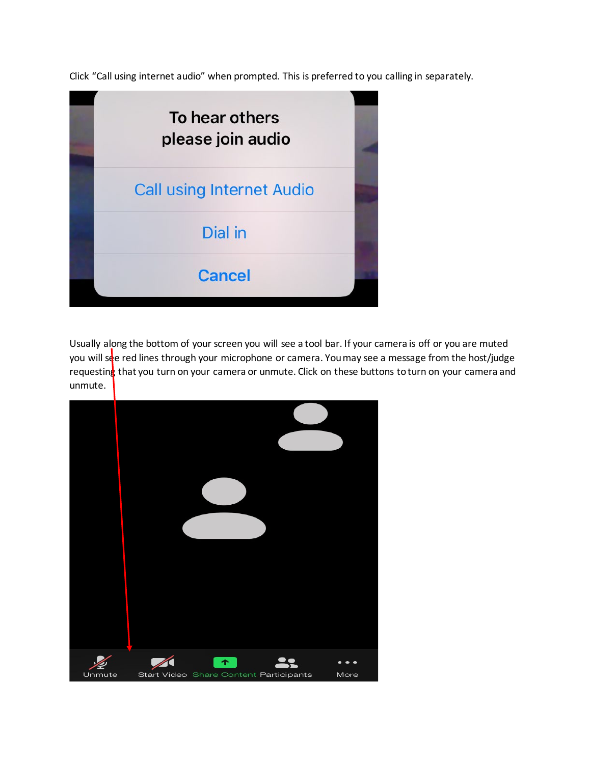Click “Call using internet audio” when prompted. This is preferred to you calling in separately.

To hear others please join audio

Call using Internet Audio

Dial in

Cancel

Usually along the bottom of your screen you will see a tool bar. If your camera is off or you are muted you will see red lines through your microphone or camera. You may see a message from the host/judge requesting that you turn on your camera or unmute. Click on these buttons to turn on your camera and unmute.

Unmute | Start Video | Share Content | Participants | More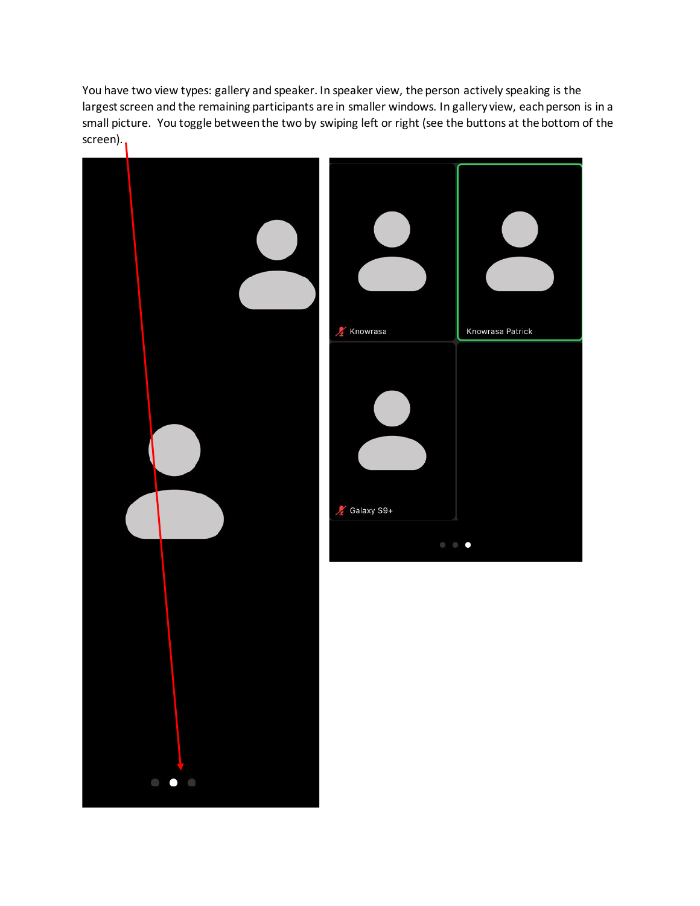You have two view types: gallery and speaker. In speaker view, the person actively speaking is the largest screen and the remaining participants are in smaller windows. In gallery view, each person is in a small picture. You toggle between the two by swiping left or right (see the buttons at the bottom of the screen).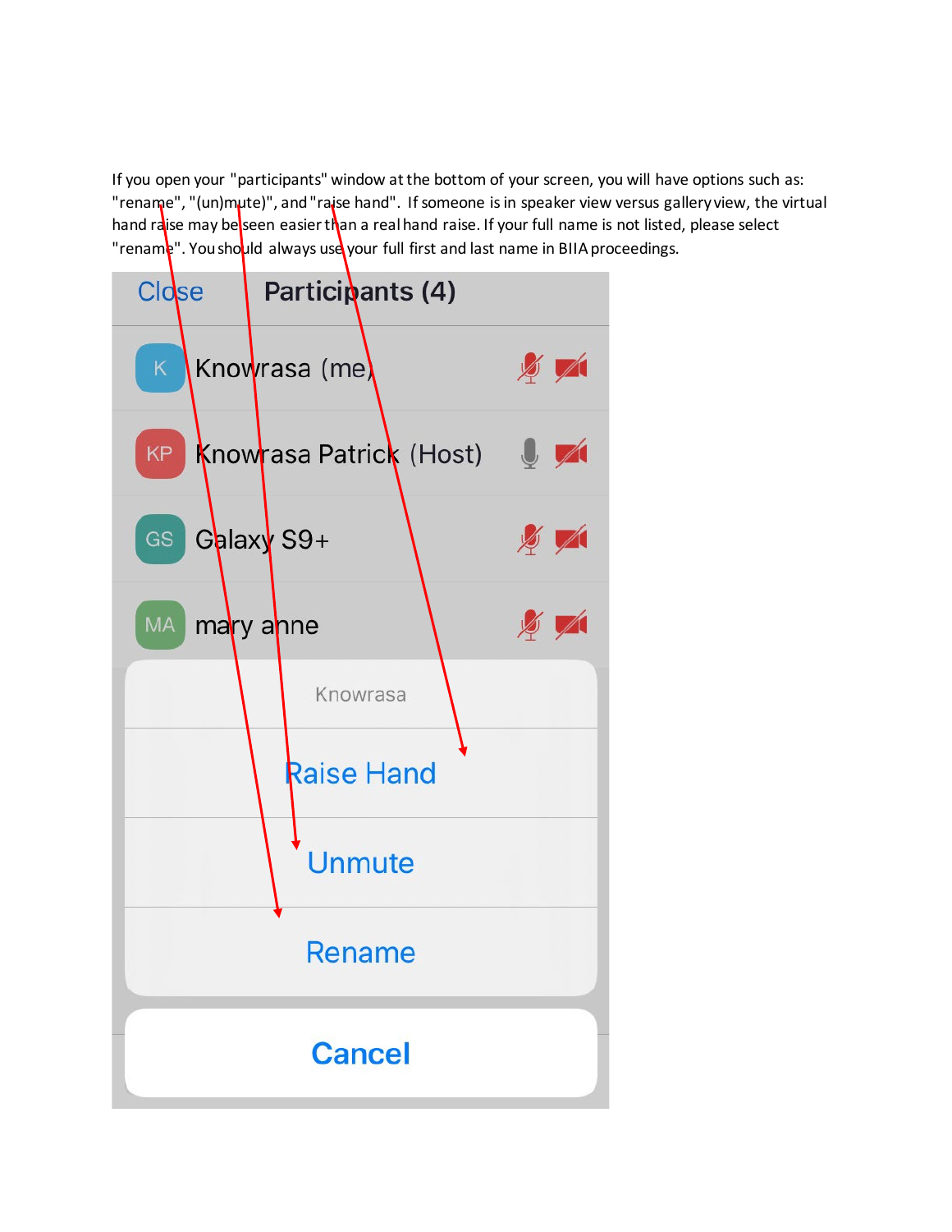If you open your "participants" window at the bottom of your screen, you will have options such as: "rename", "(un)mute)", and "raise hand". If someone is in speaker view versus gallery view, the virtual hand raise may be seen easier than a real hand raise. If your full name is not listed, please select "rename". You should always use your full first and last name in BIIA proceedings.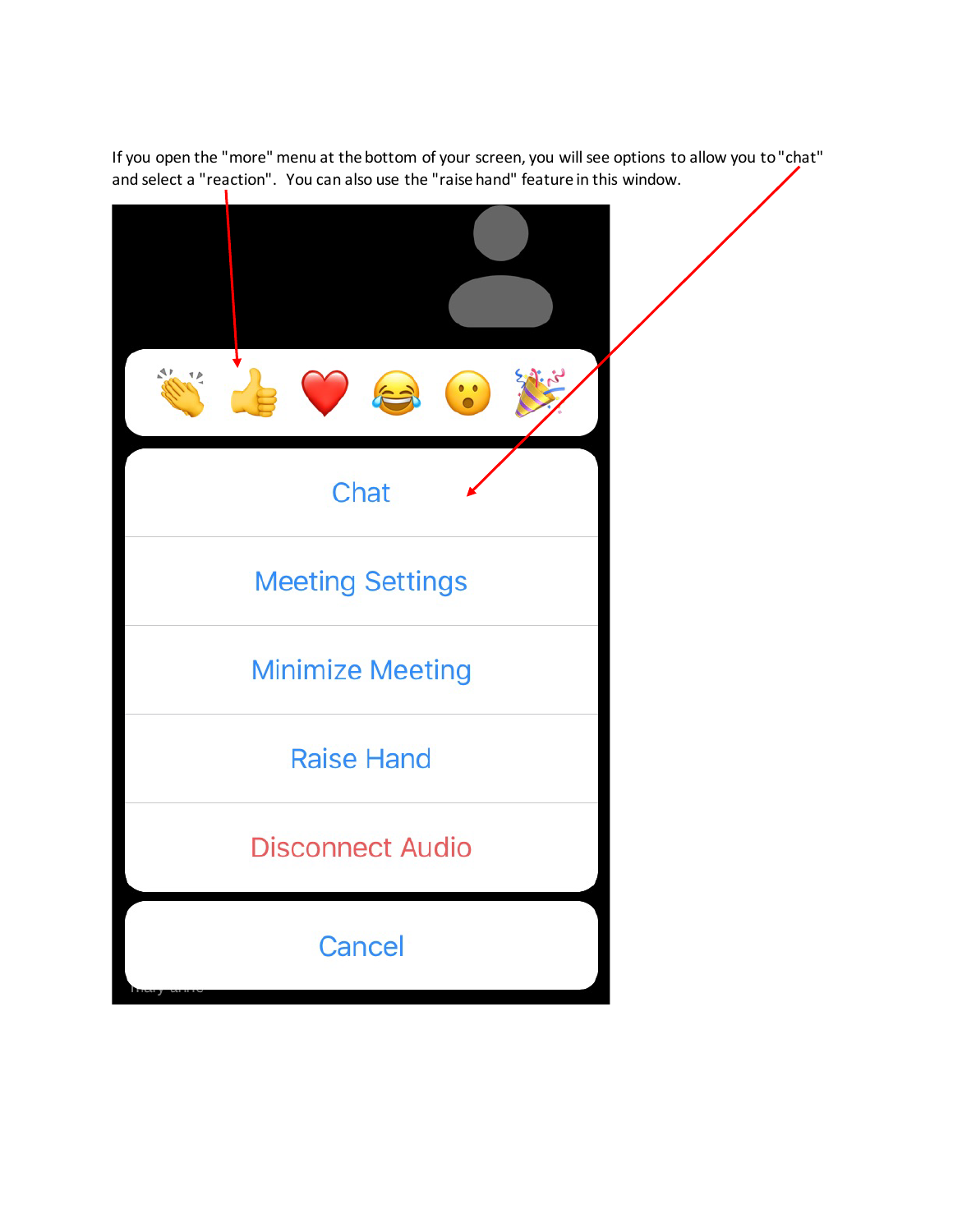If you open the "more" menu at the bottom of your screen, you will see options to allow you to "chat" and select a "reaction". You can also use the "raise hand" feature in this window.

Chat

Meeting Settings

Minimize Meeting

Raise Hand

Disconnect Audio

Cancel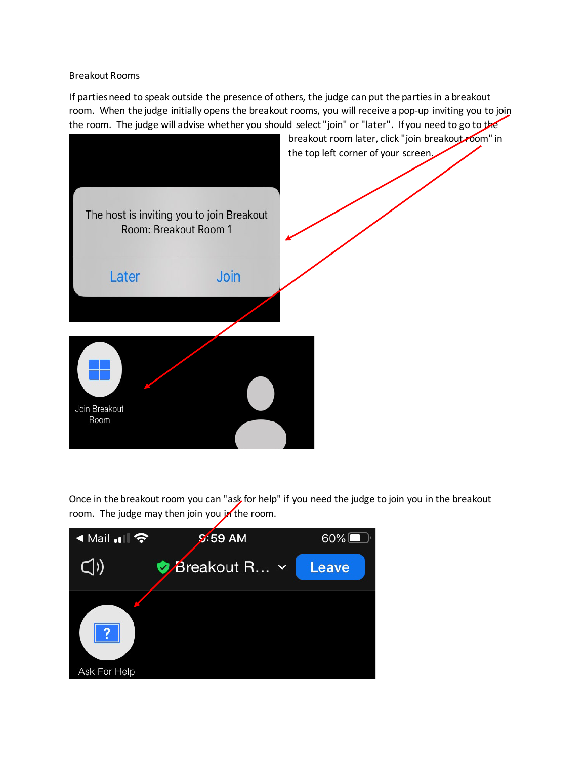Breakout Rooms

If parties need to speak outside the presence of others, the judge can put the parties in a breakout room. When the judge initially opens the breakout rooms, you will receive a pop-up inviting you to join the room. The judge will advise whether you should select "join" or "later". If you need to go to the breakout room later, click "join breakout room" in the top left corner of your screen.

Once in the breakout room you can "ask for help" if you need the judge to join you in the breakout room. The judge may then join you in the room.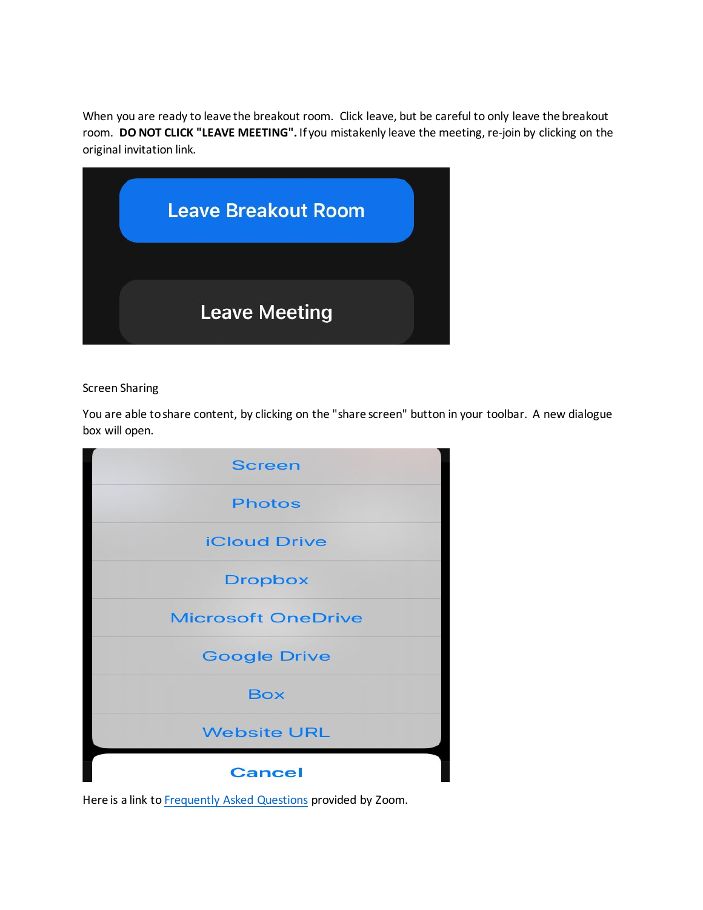When you are ready to leave the breakout room. Click leave, but be careful to only leave the breakout room. **DO NOT CLICK "LEAVE MEETING".** If you mistakenly leave the meeting, re-join by clicking on the original invitation link.

Leave Breakout Room

Leave Meeting

Screen Sharing

You are able to share content, by clicking on the "share screen" button in your toolbar. A new dialogue box will open.

Screen

Photos

iCloud Drive

Dropbox

Microsoft OneDrive

Google Drive

Box

Website URL

Cancel

Here is a link to Frequently Asked Questions provided by Zoom.